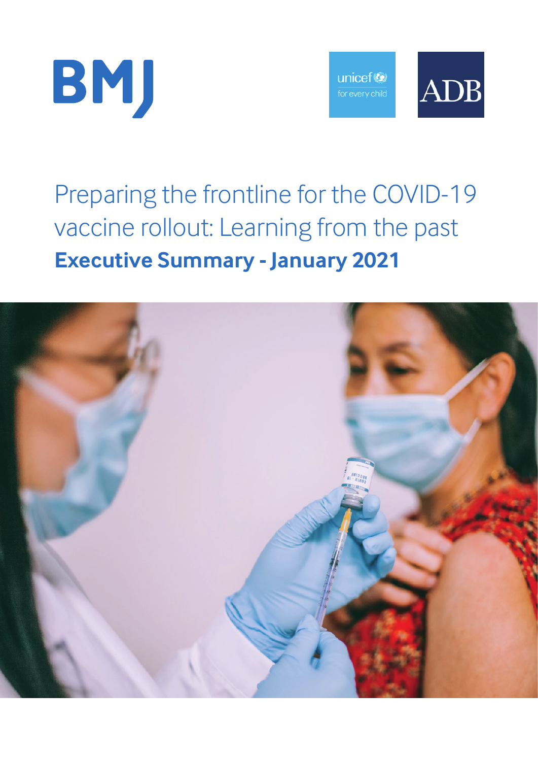BMJ

unicef for every child

ADB

# Preparing the frontline for the COVID-19 vaccine rollout: Learning from the past

## **Executive Summary - January 2021**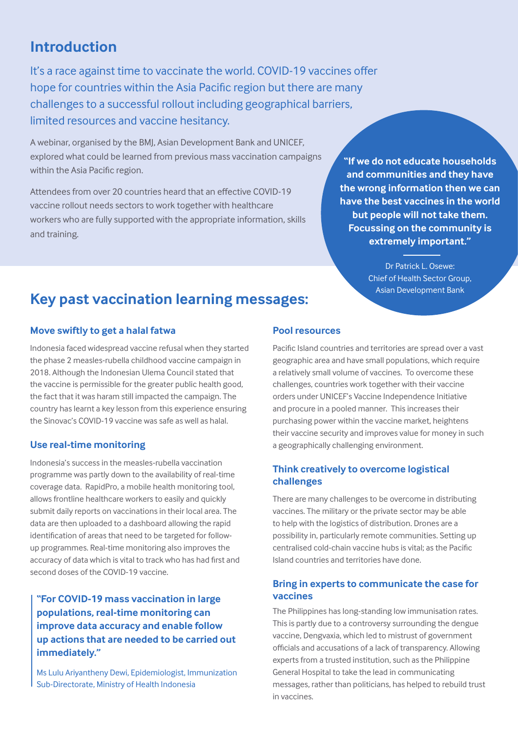## Introduction

It's a race against time to vaccinate the world. COVID-19 vaccines offer hope for countries within the Asia Pacific region but there are many challenges to a successful rollout including geographical barriers, limited resources and vaccine hesitancy.

A webinar, organised by the BMJ, Asian Development Bank and UNICEF, explored what could be learned from previous mass vaccination campaigns within the Asia Pacific region.

Attendees from over 20 countries heard that an effective COVID-19 vaccine rollout needs sectors to work together with healthcare workers who are fully supported with the appropriate information, skills and training.

> **"If we do not educate households and communities and they have the wrong information then we can have the best vaccines in the world but people will not take them. Focussing on the community is extremely important."**
>
> Dr Patrick L. Osewe: Chief of Health Sector Group, Asian Development Bank

## Key past vaccination learning messages:

### Move swiftly to get a halal fatwa

Indonesia faced widespread vaccine refusal when they started the phase 2 measles-rubella childhood vaccine campaign in 2018. Although the Indonesian Ulema Council stated that the vaccine is permissible for the greater public health good, the fact that it was haram still impacted the campaign. The country has learnt a key lesson from this experience ensuring the Sinovac's COVID-19 vaccine was safe as well as halal.

### Use real-time monitoring

Indonesia's success in the measles-rubella vaccination programme was partly down to the availability of real-time coverage data. RapidPro, a mobile health monitoring tool, allows frontline healthcare workers to easily and quickly submit daily reports on vaccinations in their local area. The data are then uploaded to a dashboard allowing the rapid identification of areas that need to be targeted for follow-up programmes. Real-time monitoring also improves the accuracy of data which is vital to track who has had first and second doses of the COVID-19 vaccine.

> **"For COVID-19 mass vaccination in large populations, real-time monitoring can improve data accuracy and enable follow up actions that are needed to be carried out immediately."**
>
> Ms Lulu Ariyantheny Dewi, Epidemiologist, Immunization Sub-Directorate, Ministry of Health Indonesia

### Pool resources

Pacific Island countries and territories are spread over a vast geographic area and have small populations, which require a relatively small volume of vaccines. To overcome these challenges, countries work together with their vaccine orders under UNICEF's Vaccine Independence Initiative and procure in a pooled manner. This increases their purchasing power within the vaccine market, heightens their vaccine security and improves value for money in such a geographically challenging environment.

### Think creatively to overcome logistical challenges

There are many challenges to be overcome in distributing vaccines. The military or the private sector may be able to help with the logistics of distribution. Drones are a possibility in, particularly remote communities. Setting up centralised cold-chain vaccine hubs is vital; as the Pacific Island countries and territories have done.

### Bring in experts to communicate the case for vaccines

The Philippines has long-standing low immunisation rates. This is partly due to a controversy surrounding the dengue vaccine, Dengvaxia, which led to mistrust of government officials and accusations of a lack of transparency. Allowing experts from a trusted institution, such as the Philippine General Hospital to take the lead in communicating messages, rather than politicians, has helped to rebuild trust in vaccines.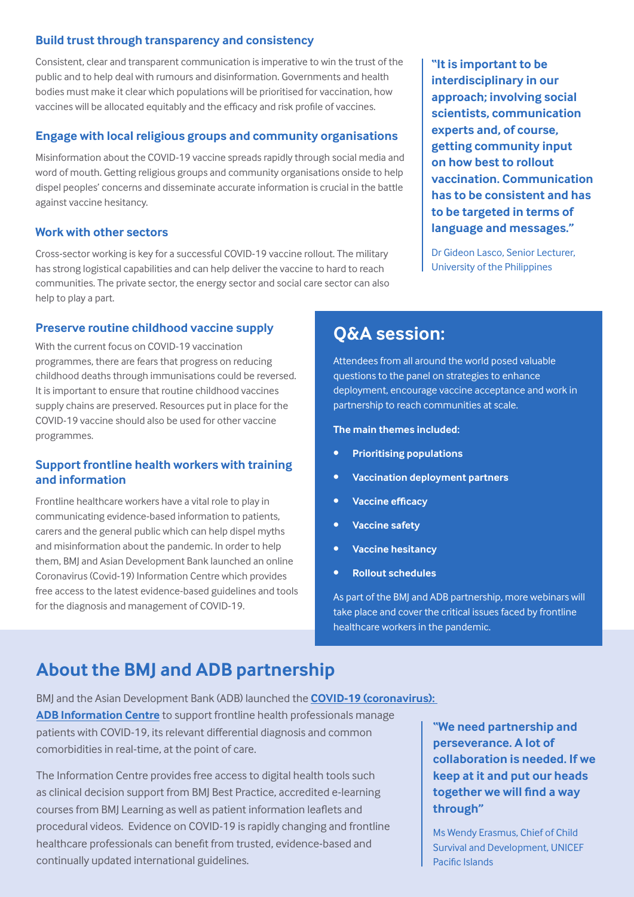### Build trust through transparency and consistency

Consistent, clear and transparent communication is imperative to win the trust of the public and to help deal with rumours and disinformation. Governments and health bodies must make it clear which populations will be prioritised for vaccination, how vaccines will be allocated equitably and the efficacy and risk profile of vaccines.

### Engage with local religious groups and community organisations

Misinformation about the COVID-19 vaccine spreads rapidly through social media and word of mouth. Getting religious groups and community organisations onside to help dispel peoples' concerns and disseminate accurate information is crucial in the battle against vaccine hesitancy.

### Work with other sectors

Cross-sector working is key for a successful COVID-19 vaccine rollout. The military has strong logistical capabilities and can help deliver the vaccine to hard to reach communities. The private sector, the energy sector and social care sector can also help to play a part.

> **"It is important to be interdisciplinary in our approach; involving social scientists, communication experts and, of course, getting community input on how best to rollout vaccination. Communication has to be consistent and has to be targeted in terms of language and messages."**
>
> Dr Gideon Lasco, Senior Lecturer, University of the Philippines

### Preserve routine childhood vaccine supply

With the current focus on COVID-19 vaccination programmes, there are fears that progress on reducing childhood deaths through immunisations could be reversed. It is important to ensure that routine childhood vaccines supply chains are preserved. Resources put in place for the COVID-19 vaccine should also be used for other vaccine programmes.

### Support frontline health workers with training and information

Frontline healthcare workers have a vital role to play in communicating evidence-based information to patients, carers and the general public which can help dispel myths and misinformation about the pandemic. In order to help them, BMJ and Asian Development Bank launched an online Coronavirus (Covid-19) Information Centre which provides free access to the latest evidence-based guidelines and tools for the diagnosis and management of COVID-19.

## Q&A session:

Attendees from all around the world posed valuable questions to the panel on strategies to enhance deployment, encourage vaccine acceptance and work in partnership to reach communities at scale.

**The main themes included:**

- **Prioritising populations**
- **Vaccination deployment partners**
- **Vaccine efficacy**
- **Vaccine safety**
- **Vaccine hesitancy**
- **Rollout schedules**

As part of the BMJ and ADB partnership, more webinars will take place and cover the critical issues faced by frontline healthcare workers in the pandemic.

## About the BMJ and ADB partnership

BMJ and the Asian Development Bank (ADB) launched the **COVID-19 (coronavirus): ADB Information Centre** to support frontline health professionals manage patients with COVID-19, its relevant differential diagnosis and common comorbidities in real-time, at the point of care.

The Information Centre provides free access to digital health tools such as clinical decision support from BMJ Best Practice, accredited e-learning courses from BMJ Learning as well as patient information leaflets and procedural videos. Evidence on COVID-19 is rapidly changing and frontline healthcare professionals can benefit from trusted, evidence-based and continually updated international guidelines.

> **"We need partnership and perseverance. A lot of collaboration is needed. If we keep at it and put our heads together we will find a way through"**
>
> Ms Wendy Erasmus, Chief of Child Survival and Development, UNICEF Pacific Islands